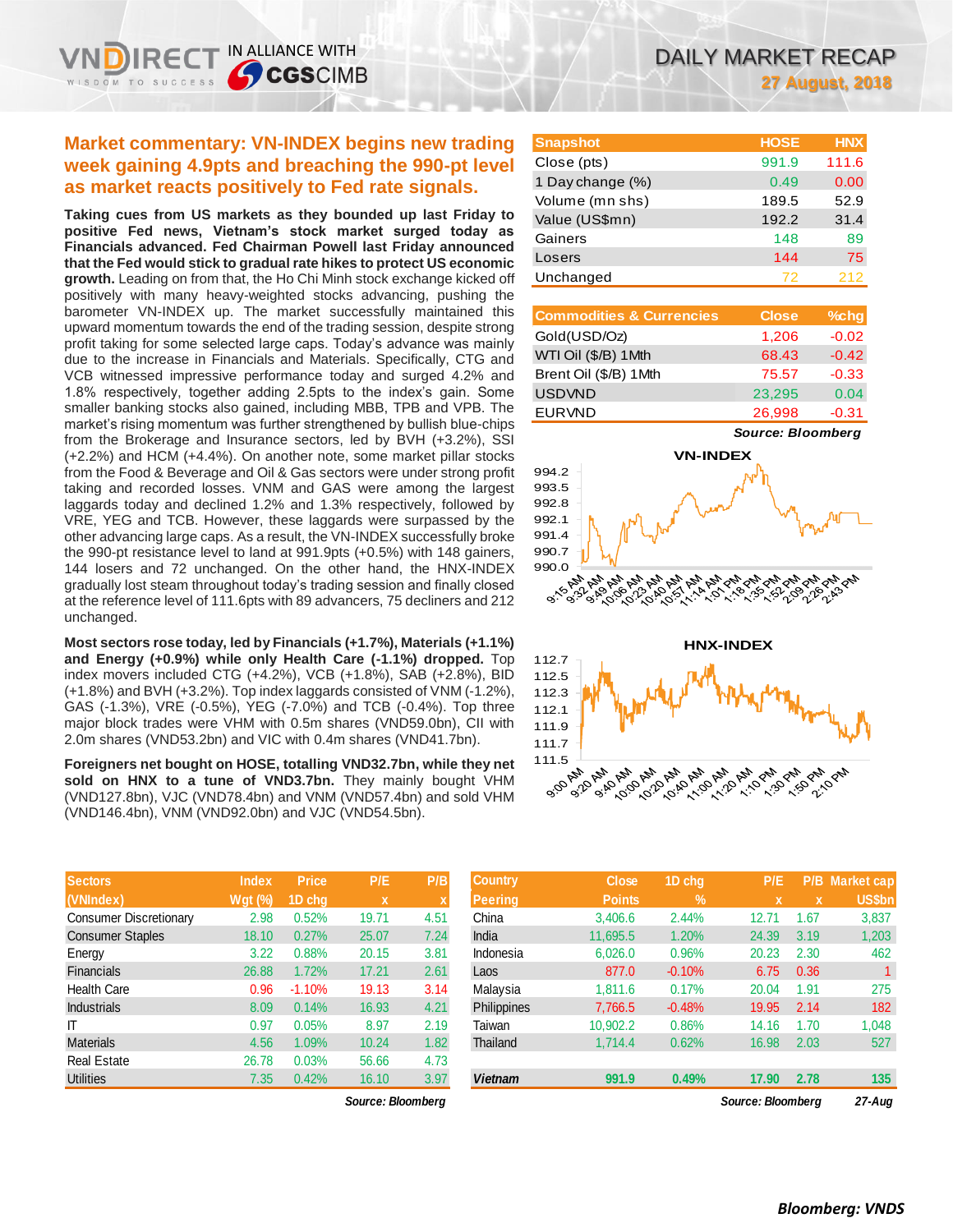# DAILY MARKET RECAP

**27 August, 2018**

## Market commentary: VN-INDEX begins new trading week gaining 4.9pts and breaching the 990-pt level as market reacts positively to Fed rate signals.

**Taking cues from US markets as they bounded up last Friday to positive Fed news, Vietnam's stock market surged today as Financials advanced. Fed Chairman Powell last Friday announced that the Fed would stick to gradual rate hikes to protect US economic growth.** Leading on from that, the Ho Chi Minh stock exchange kicked off positively with many heavy-weighted stocks advancing, pushing the barometer VN-INDEX up. The market successfully maintained this upward momentum towards the end of the trading session, despite strong profit taking for some selected large caps. Today's advance was mainly due to the increase in Financials and Materials. Specifically, CTG and VCB witnessed impressive performance today and surged 4.2% and 1.8% respectively, together adding 2.5pts to the index's gain. Some smaller banking stocks also gained, including MBB, TPB and VPB. The market's rising momentum was further strengthened by bullish blue-chips from the Brokerage and Insurance sectors, led by BVH (+3.2%), SSI (+2.2%) and HCM (+4.4%). On another note, some market pillar stocks from the Food & Beverage and Oil & Gas sectors were under strong profit taking and recorded losses. VNM and GAS were among the largest laggards today and declined 1.2% and 1.3% respectively, followed by VRE, YEG and TCB. However, these laggards were surpassed by the other advancing large caps. As a result, the VN-INDEX successfully broke the 990-pt resistance level to land at 991.9pts (+0.5%) with 148 gainers, 144 losers and 72 unchanged. On the other hand, the HNX-INDEX gradually lost steam throughout today's trading session and finally closed at the reference level of 111.6pts with 89 advancers, 75 decliners and 212 unchanged.

**Most sectors rose today, led by Financials (+1.7%), Materials (+1.1%) and Energy (+0.9%) while only Health Care (-1.1%) dropped.** Top index movers included CTG (+4.2%), VCB (+1.8%), SAB (+2.8%), BID (+1.8%) and BVH (+3.2%). Top index laggards consisted of VNM (-1.2%), GAS (-1.3%), VRE (-0.5%), YEG (-7.0%) and TCB (-0.4%). Top three major block trades were VHM with 0.5m shares (VND59.0bn), CII with 2.0m shares (VND53.2bn) and VIC with 0.4m shares (VND41.7bn).

**Foreigners net bought on HOSE, totalling VND32.7bn, while they net sold on HNX to a tune of VND3.7bn.** They mainly bought VHM (VND127.8bn), VJC (VND78.4bn) and VNM (VND57.4bn) and sold VHM (VND146.4bn), VNM (VND92.0bn) and VJC (VND54.5bn).

| Snapshot | HOSE | HNX |
|---|---|---|
| Close (pts) | 991.9 | 111.6 |
| 1 Day change (%) | 0.49 | 0.00 |
| Volume (mn shs) | 189.5 | 52.9 |
| Value (US$mn) | 192.2 | 31.4 |
| Gainers | 148 | 89 |
| Losers | 144 | 75 |
| Unchanged | 72 | 212 |

| Commodities & Currencies | Close | %chg |
|---|---|---|
| Gold(USD/Oz) | 1,206 | -0.02 |
| WTI Oil ($/B) 1Mth | 68.43 | -0.42 |
| Brent Oil ($/B) 1Mth | 75.57 | -0.33 |
| USDVND | 23,295 | 0.04 |
| EURVND | 26,998 | -0.31 |

*Source: Bloomberg*

**VN-INDEX**

**HNX-INDEX**

| Sectors (VNIndex) | Index Wgt (%) | Price 1D chg | P/E x | P/B x |
|---|---|---|---|---|
| Consumer Discretionary | 2.98 | 0.52% | 19.71 | 4.51 |
| Consumer Staples | 18.10 | 0.27% | 25.07 | 7.24 |
| Energy | 3.22 | 0.88% | 20.15 | 3.81 |
| Financials | 26.88 | 1.72% | 17.21 | 2.61 |
| Health Care | 0.96 | -1.10% | 19.13 | 3.14 |
| Industrials | 8.09 | 0.14% | 16.93 | 4.21 |
| IT | 0.97 | 0.05% | 8.97 | 2.19 |
| Materials | 4.56 | 1.09% | 10.24 | 1.82 |
| Real Estate | 26.78 | 0.03% | 56.66 | 4.73 |
| Utilities | 7.35 | 0.42% | 16.10 | 3.97 |

*Source: Bloomberg*

| Country Peering | Close Points | 1D chg % | P/E x | P/B x | Market cap US$bn |
|---|---|---|---|---|---|
| China | 3,406.6 | 2.44% | 12.71 | 1.67 | 3,837 |
| India | 11,695.5 | 1.20% | 24.39 | 3.19 | 1,203 |
| Indonesia | 6,026.0 | 0.96% | 20.23 | 2.30 | 462 |
| Laos | 877.0 | -0.10% | 6.75 | 0.36 | 1 |
| Malaysia | 1,811.6 | 0.17% | 20.04 | 1.91 | 275 |
| Philippines | 7,766.5 | -0.48% | 19.95 | 2.14 | 182 |
| Taiwan | 10,902.2 | 0.86% | 14.16 | 1.70 | 1,048 |
| Thailand | 1,714.4 | 0.62% | 16.98 | 2.03 | 527 |
| **Vietnam** | **991.9** | **0.49%** | **17.90** | **2.78** | **135** |

*Source: Bloomberg* *27-Aug*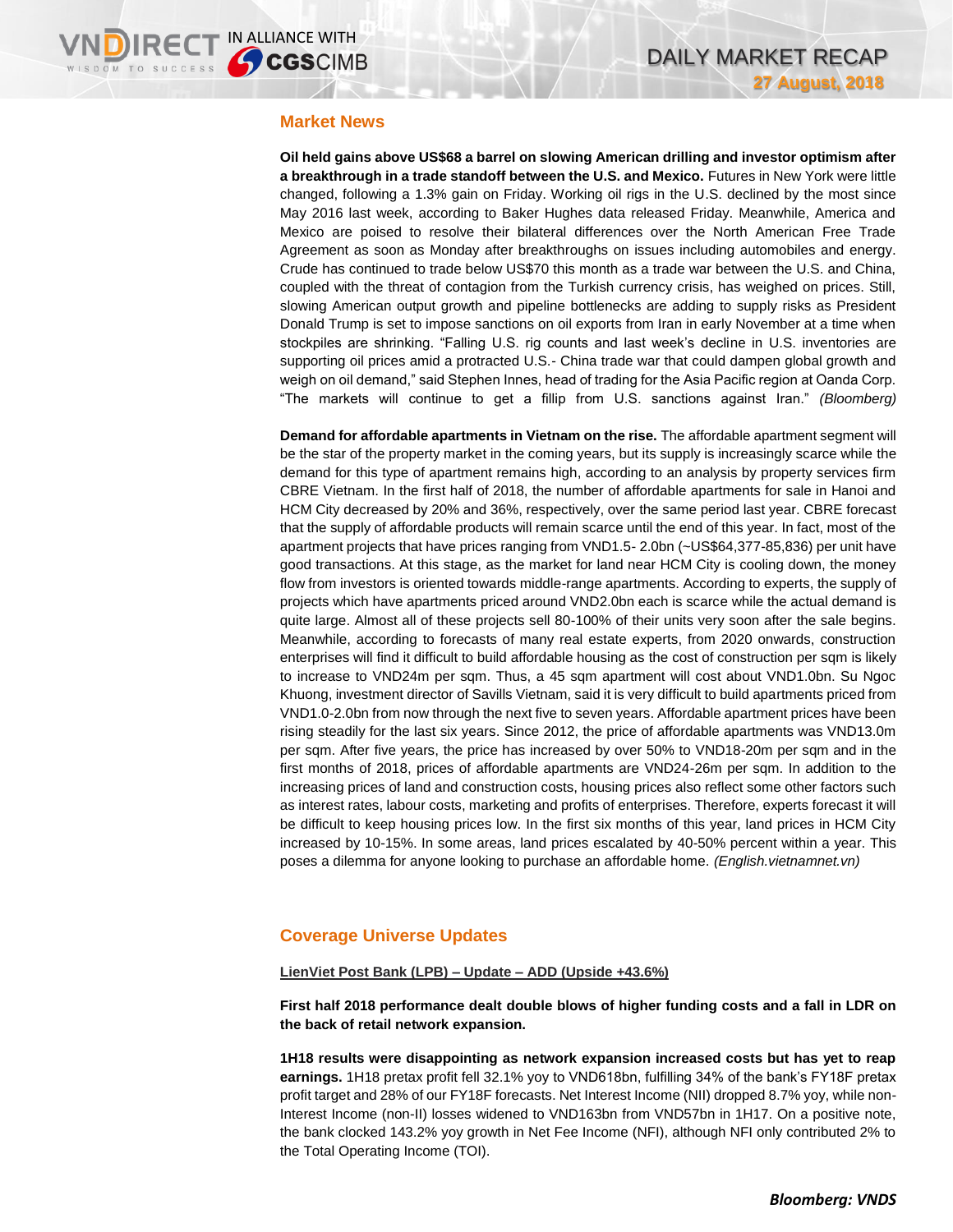## Market News

**Oil held gains above US$68 a barrel on slowing American drilling and investor optimism after a breakthrough in a trade standoff between the U.S. and Mexico.** Futures in New York were little changed, following a 1.3% gain on Friday. Working oil rigs in the U.S. declined by the most since May 2016 last week, according to Baker Hughes data released Friday. Meanwhile, America and Mexico are poised to resolve their bilateral differences over the North American Free Trade Agreement as soon as Monday after breakthroughs on issues including automobiles and energy. Crude has continued to trade below US$70 this month as a trade war between the U.S. and China, coupled with the threat of contagion from the Turkish currency crisis, has weighed on prices. Still, slowing American output growth and pipeline bottlenecks are adding to supply risks as President Donald Trump is set to impose sanctions on oil exports from Iran in early November at a time when stockpiles are shrinking. "Falling U.S. rig counts and last week's decline in U.S. inventories are supporting oil prices amid a protracted U.S.- China trade war that could dampen global growth and weigh on oil demand," said Stephen Innes, head of trading for the Asia Pacific region at Oanda Corp. "The markets will continue to get a fillip from U.S. sanctions against Iran." *(Bloomberg)*

**Demand for affordable apartments in Vietnam on the rise.** The affordable apartment segment will be the star of the property market in the coming years, but its supply is increasingly scarce while the demand for this type of apartment remains high, according to an analysis by property services firm CBRE Vietnam. In the first half of 2018, the number of affordable apartments for sale in Hanoi and HCM City decreased by 20% and 36%, respectively, over the same period last year. CBRE forecast that the supply of affordable products will remain scarce until the end of this year. In fact, most of the apartment projects that have prices ranging from VND1.5- 2.0bn (~US$64,377-85,836) per unit have good transactions. At this stage, as the market for land near HCM City is cooling down, the money flow from investors is oriented towards middle-range apartments. According to experts, the supply of projects which have apartments priced around VND2.0bn each is scarce while the actual demand is quite large. Almost all of these projects sell 80-100% of their units very soon after the sale begins. Meanwhile, according to forecasts of many real estate experts, from 2020 onwards, construction enterprises will find it difficult to build affordable housing as the cost of construction per sqm is likely to increase to VND24m per sqm. Thus, a 45 sqm apartment will cost about VND1.0bn. Su Ngoc Khuong, investment director of Savills Vietnam, said it is very difficult to build apartments priced from VND1.0-2.0bn from now through the next five to seven years. Affordable apartment prices have been rising steadily for the last six years. Since 2012, the price of affordable apartments was VND13.0m per sqm. After five years, the price has increased by over 50% to VND18-20m per sqm and in the first months of 2018, prices of affordable apartments are VND24-26m per sqm. In addition to the increasing prices of land and construction costs, housing prices also reflect some other factors such as interest rates, labour costs, marketing and profits of enterprises. Therefore, experts forecast it will be difficult to keep housing prices low. In the first six months of this year, land prices in HCM City increased by 10-15%. In some areas, land prices escalated by 40-50% percent within a year. This poses a dilemma for anyone looking to purchase an affordable home. *(English.vietnamnet.vn)*

## Coverage Universe Updates

**LienViet Post Bank (LPB) – Update – ADD (Upside +43.6%)**

**First half 2018 performance dealt double blows of higher funding costs and a fall in LDR on the back of retail network expansion.**

**1H18 results were disappointing as network expansion increased costs but has yet to reap earnings.** 1H18 pretax profit fell 32.1% yoy to VND618bn, fulfilling 34% of the bank's FY18F pretax profit target and 28% of our FY18F forecasts. Net Interest Income (NII) dropped 8.7% yoy, while non-Interest Income (non-II) losses widened to VND163bn from VND57bn in 1H17. On a positive note, the bank clocked 143.2% yoy growth in Net Fee Income (NFI), although NFI only contributed 2% to the Total Operating Income (TOI).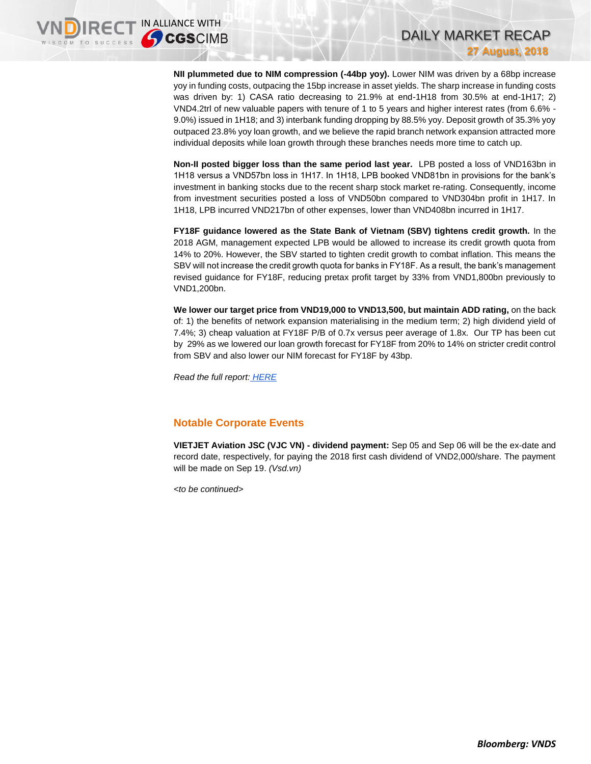**NII plummeted due to NIM compression (-44bp yoy).** Lower NIM was driven by a 68bp increase yoy in funding costs, outpacing the 15bp increase in asset yields. The sharp increase in funding costs was driven by: 1) CASA ratio decreasing to 21.9% at end-1H18 from 30.5% at end-1H17; 2) VND4.2trl of new valuable papers with tenure of 1 to 5 years and higher interest rates (from 6.6% - 9.0%) issued in 1H18; and 3) interbank funding dropping by 88.5% yoy. Deposit growth of 35.3% yoy outpaced 23.8% yoy loan growth, and we believe the rapid branch network expansion attracted more individual deposits while loan growth through these branches needs more time to catch up.

**Non-II posted bigger loss than the same period last year.** LPB posted a loss of VND163bn in 1H18 versus a VND57bn loss in 1H17. In 1H18, LPB booked VND81bn in provisions for the bank's investment in banking stocks due to the recent sharp stock market re-rating. Consequently, income from investment securities posted a loss of VND50bn compared to VND304bn profit in 1H17. In 1H18, LPB incurred VND217bn of other expenses, lower than VND408bn incurred in 1H17.

**FY18F guidance lowered as the State Bank of Vietnam (SBV) tightens credit growth.** In the 2018 AGM, management expected LPB would be allowed to increase its credit growth quota from 14% to 20%. However, the SBV started to tighten credit growth to combat inflation. This means the SBV will not increase the credit growth quota for banks in FY18F. As a result, the bank's management revised guidance for FY18F, reducing pretax profit target by 33% from VND1,800bn previously to VND1,200bn.

**We lower our target price from VND19,000 to VND13,500, but maintain ADD rating,** on the back of: 1) the benefits of network expansion materialising in the medium term; 2) high dividend yield of 7.4%; 3) cheap valuation at FY18F P/B of 0.7x versus peer average of 1.8x. Our TP has been cut by 29% as we lowered our loan growth forecast for FY18F from 20% to 14% on stricter credit control from SBV and also lower our NIM forecast for FY18F by 43bp.

*Read the full report:* HERE

## Notable Corporate Events

**VIETJET Aviation JSC (VJC VN) - dividend payment:** Sep 05 and Sep 06 will be the ex-date and record date, respectively, for paying the 2018 first cash dividend of VND2,000/share. The payment will be made on Sep 19. *(Vsd.vn)*

*<to be continued>*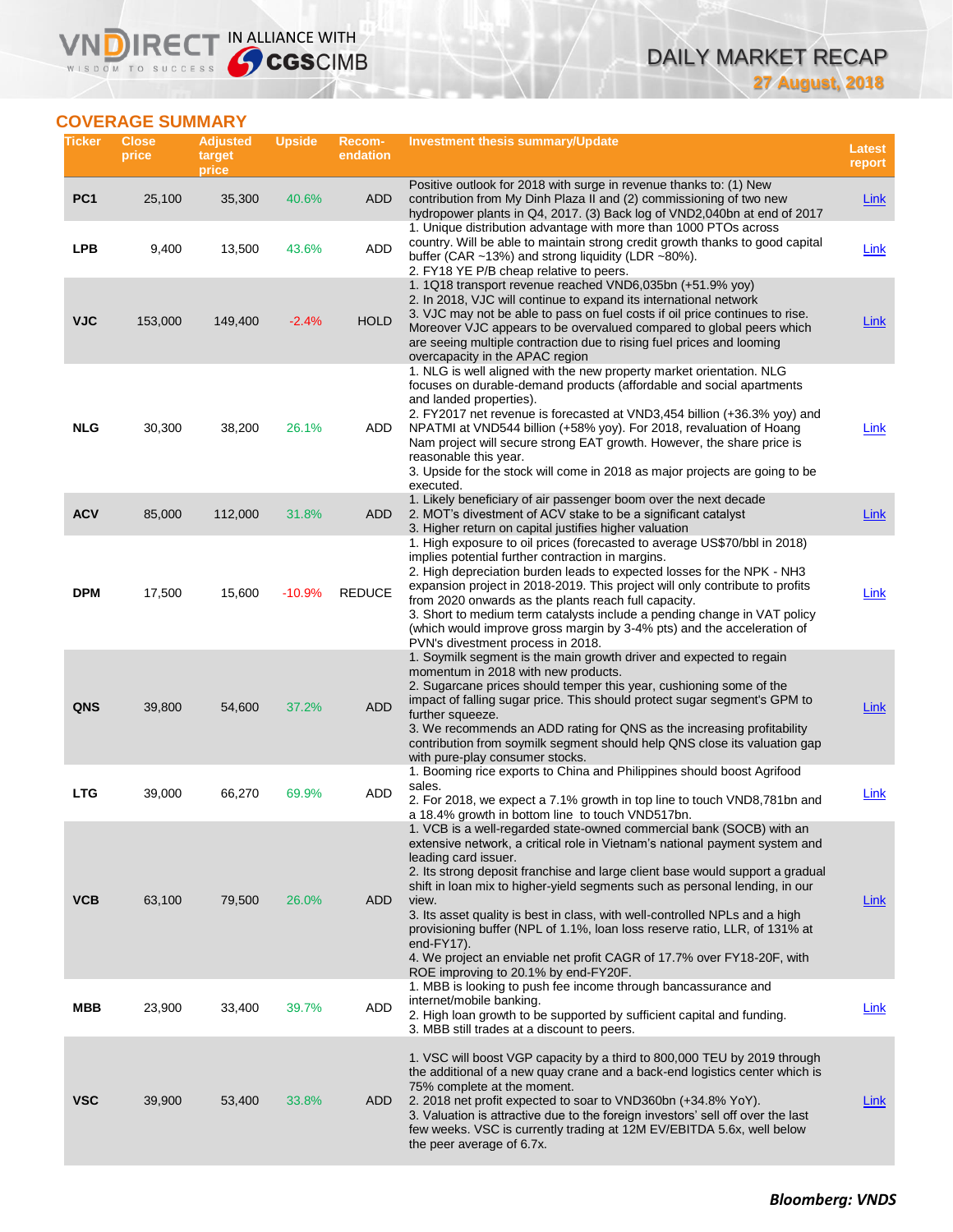## COVERAGE SUMMARY

| Ticker | Close price | Adjusted target price | Upside | Recom-endation | Investment thesis summary/Update | Latest report |
|---|---|---|---|---|---|---|
| PC1 | 25,100 | 35,300 | 40.6% | ADD | Positive outlook for 2018 with surge in revenue thanks to: (1) New contribution from My Dinh Plaza II and (2) commissioning of two new hydropower plants in Q4, 2017. (3) Back log of VND2,040bn at end of 2017 | Link |
| LPB | 9,400 | 13,500 | 43.6% | ADD | 1. Unique distribution advantage with more than 1000 PTOs across country. Will be able to maintain strong credit growth thanks to good capital buffer (CAR ~13%) and strong liquidity (LDR ~80%).<br>2. FY18 YE P/B cheap relative to peers. | Link |
| VJC | 153,000 | 149,400 | -2.4% | HOLD | 1. 1Q18 transport revenue reached VND6,035bn (+51.9% yoy)<br>2. In 2018, VJC will continue to expand its international network<br>3. VJC may not be able to pass on fuel costs if oil price continues to rise. Moreover VJC appears to be overvalued compared to global peers which are seeing multiple contraction due to rising fuel prices and looming overcapacity in the APAC region | Link |
| NLG | 30,300 | 38,200 | 26.1% | ADD | 1. NLG is well aligned with the new property market orientation. NLG focuses on durable-demand products (affordable and social apartments and landed properties).<br>2. FY2017 net revenue is forecasted at VND3,454 billion (+36.3% yoy) and NPATMI at VND544 billion (+58% yoy). For 2018, revaluation of Hoang Nam project will secure strong EAT growth. However, the share price is reasonable this year.<br>3. Upside for the stock will come in 2018 as major projects are going to be executed. | Link |
| ACV | 85,000 | 112,000 | 31.8% | ADD | 1. Likely beneficiary of air passenger boom over the next decade<br>2. MOT's divestment of ACV stake to be a significant catalyst<br>3. Higher return on capital justifies higher valuation | Link |
| DPM | 17,500 | 15,600 | -10.9% | REDUCE | 1. High exposure to oil prices (forecasted to average US$70/bbl in 2018) implies potential further contraction in margins.<br>2. High depreciation burden leads to expected losses for the NPK - NH3 expansion project in 2018-2019. This project will only contribute to profits from 2020 onwards as the plants reach full capacity.<br>3. Short to medium term catalysts include a pending change in VAT policy (which would improve gross margin by 3-4% pts) and the acceleration of PVN's divestment process in 2018. | Link |
| QNS | 39,800 | 54,600 | 37.2% | ADD | 1. Soymilk segment is the main growth driver and expected to regain momentum in 2018 with new products.<br>2. Sugarcane prices should temper this year, cushioning some of the impact of falling sugar price. This should protect sugar segment's GPM to further squeeze.<br>3. We recommends an ADD rating for QNS as the increasing profitability contribution from soymilk segment should help QNS close its valuation gap with pure-play consumer stocks. | Link |
| LTG | 39,000 | 66,270 | 69.9% | ADD | 1. Booming rice exports to China and Philippines should boost Agrifood sales.<br>2. For 2018, we expect a 7.1% growth in top line to touch VND8,781bn and a 18.4% growth in bottom line to touch VND517bn. | Link |
| VCB | 63,100 | 79,500 | 26.0% | ADD | 1. VCB is a well-regarded state-owned commercial bank (SOCB) with an extensive network, a critical role in Vietnam's national payment system and leading card issuer.<br>2. Its strong deposit franchise and large client base would support a gradual shift in loan mix to higher-yield segments such as personal lending, in our view.<br>3. Its asset quality is best in class, with well-controlled NPLs and a high provisioning buffer (NPL of 1.1%, loan loss reserve ratio, LLR, of 131% at end-FY17).<br>4. We project an enviable net profit CAGR of 17.7% over FY18-20F, with ROE improving to 20.1% by end-FY20F. | Link |
| MBB | 23,900 | 33,400 | 39.7% | ADD | 1. MBB is looking to push fee income through bancassurance and internet/mobile banking.<br>2. High loan growth to be supported by sufficient capital and funding.<br>3. MBB still trades at a discount to peers. | Link |
| VSC | 39,900 | 53,400 | 33.8% | ADD | 1. VSC will boost VGP capacity by a third to 800,000 TEU by 2019 through the additional of a new quay crane and a back-end logistics center which is 75% complete at the moment.<br>2. 2018 net profit expected to soar to VND360bn (+34.8% YoY).<br>3. Valuation is attractive due to the foreign investors' sell off over the last few weeks. VSC is currently trading at 12M EV/EBITDA 5.6x, well below the peer average of 6.7x. | Link |

***Bloomberg: VNDS***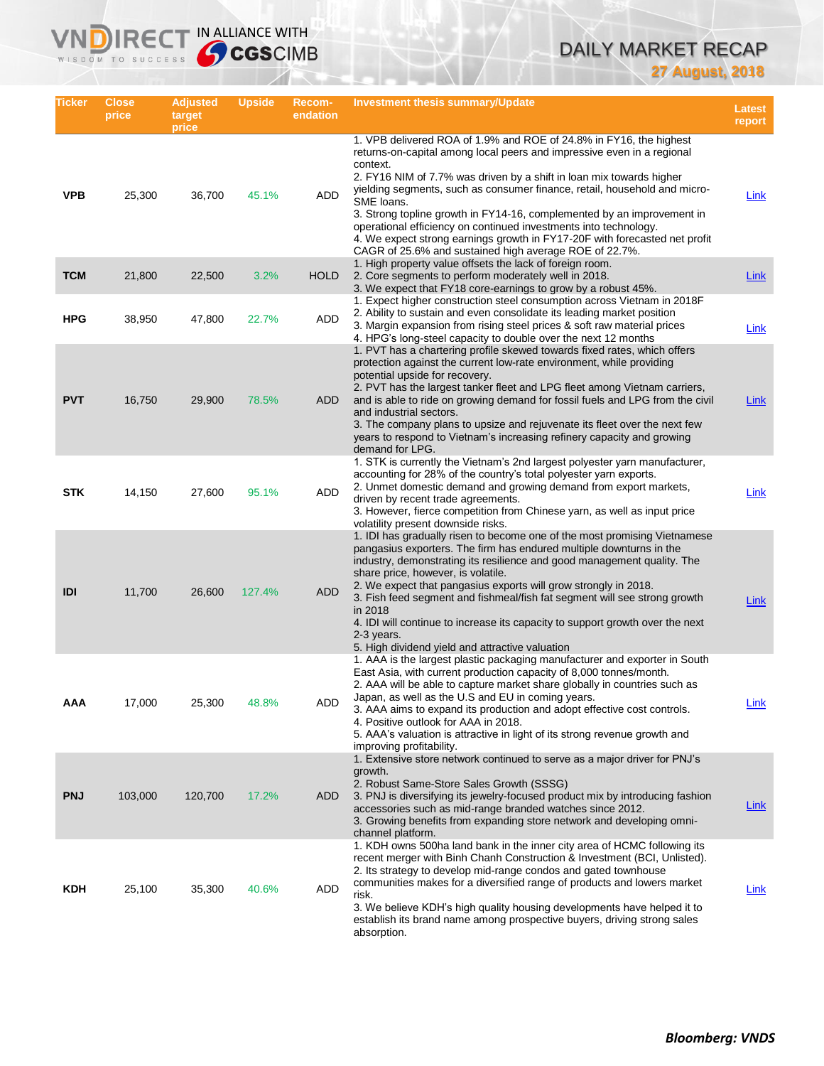# DAILY MARKET RECAP

**27 August, 2018**

| Ticker | Close price | Adjusted target price | Upside | Recom-endation | Investment thesis summary/Update | Latest report |
|---|---|---|---|---|---|---|
| **VPB** | 25,300 | 36,700 | 45.1% | ADD | 1. VPB delivered ROA of 1.9% and ROE of 24.8% in FY16, the highest returns-on-capital among local peers and impressive even in a regional context.<br>2. FY16 NIM of 7.7% was driven by a shift in loan mix towards higher yielding segments, such as consumer finance, retail, household and micro-SME loans.<br>3. Strong topline growth in FY14-16, complemented by an improvement in operational efficiency on continued investments into technology.<br>4. We expect strong earnings growth in FY17-20F with forecasted net profit CAGR of 25.6% and sustained high average ROE of 22.7%. | Link |
| **TCM** | 21,800 | 22,500 | 3.2% | HOLD | 1. High property value offsets the lack of foreign room.<br>2. Core segments to perform moderately well in 2018.<br>3. We expect that FY18 core-earnings to grow by a robust 45%. | Link |
| **HPG** | 38,950 | 47,800 | 22.7% | ADD | 1. Expect higher construction steel consumption across Vietnam in 2018F<br>2. Ability to sustain and even consolidate its leading market position<br>3. Margin expansion from rising steel prices & soft raw material prices<br>4. HPG's long-steel capacity to double over the next 12 months | Link |
| **PVT** | 16,750 | 29,900 | 78.5% | ADD | 1. PVT has a chartering profile skewed towards fixed rates, which offers protection against the current low-rate environment, while providing potential upside for recovery.<br>2. PVT has the largest tanker fleet and LPG fleet among Vietnam carriers, and is able to ride on growing demand for fossil fuels and LPG from the civil and industrial sectors.<br>3. The company plans to upsize and rejuvenate its fleet over the next few years to respond to Vietnam's increasing refinery capacity and growing demand for LPG. | Link |
| **STK** | 14,150 | 27,600 | 95.1% | ADD | 1. STK is currently the Vietnam's 2nd largest polyester yarn manufacturer, accounting for 28% of the country's total polyester yarn exports.<br>2. Unmet domestic demand and growing demand from export markets, driven by recent trade agreements.<br>3. However, fierce competition from Chinese yarn, as well as input price volatility present downside risks. | Link |
| **IDI** | 11,700 | 26,600 | 127.4% | ADD | 1. IDI has gradually risen to become one of the most promising Vietnamese pangasius exporters. The firm has endured multiple downturns in the industry, demonstrating its resilience and good management quality. The share price, however, is volatile.<br>2. We expect that pangasius exports will grow strongly in 2018.<br>3. Fish feed segment and fishmeal/fish fat segment will see strong growth in 2018<br>4. IDI will continue to increase its capacity to support growth over the next 2-3 years.<br>5. High dividend yield and attractive valuation | Link |
| **AAA** | 17,000 | 25,300 | 48.8% | ADD | 1. AAA is the largest plastic packaging manufacturer and exporter in South East Asia, with current production capacity of 8,000 tonnes/month.<br>2. AAA will be able to capture market share globally in countries such as Japan, as well as the U.S and EU in coming years.<br>3. AAA aims to expand its production and adopt effective cost controls.<br>4. Positive outlook for AAA in 2018.<br>5. AAA's valuation is attractive in light of its strong revenue growth and improving profitability. | Link |
| **PNJ** | 103,000 | 120,700 | 17.2% | ADD | 1. Extensive store network continued to serve as a major driver for PNJ's growth.<br>2. Robust Same-Store Sales Growth (SSSG)<br>3. PNJ is diversifying its jewelry-focused product mix by introducing fashion accessories such as mid-range branded watches since 2012.<br>3. Growing benefits from expanding store network and developing omni-channel platform. | Link |
| **KDH** | 25,100 | 35,300 | 40.6% | ADD | 1. KDH owns 500ha land bank in the inner city area of HCMC following its recent merger with Binh Chanh Construction & Investment (BCI, Unlisted).<br>2. Its strategy to develop mid-range condos and gated townhouse communities makes for a diversified range of products and lowers market risk.<br>3. We believe KDH's high quality housing developments have helped it to establish its brand name among prospective buyers, driving strong sales absorption. | Link |

***Bloomberg: VNDS***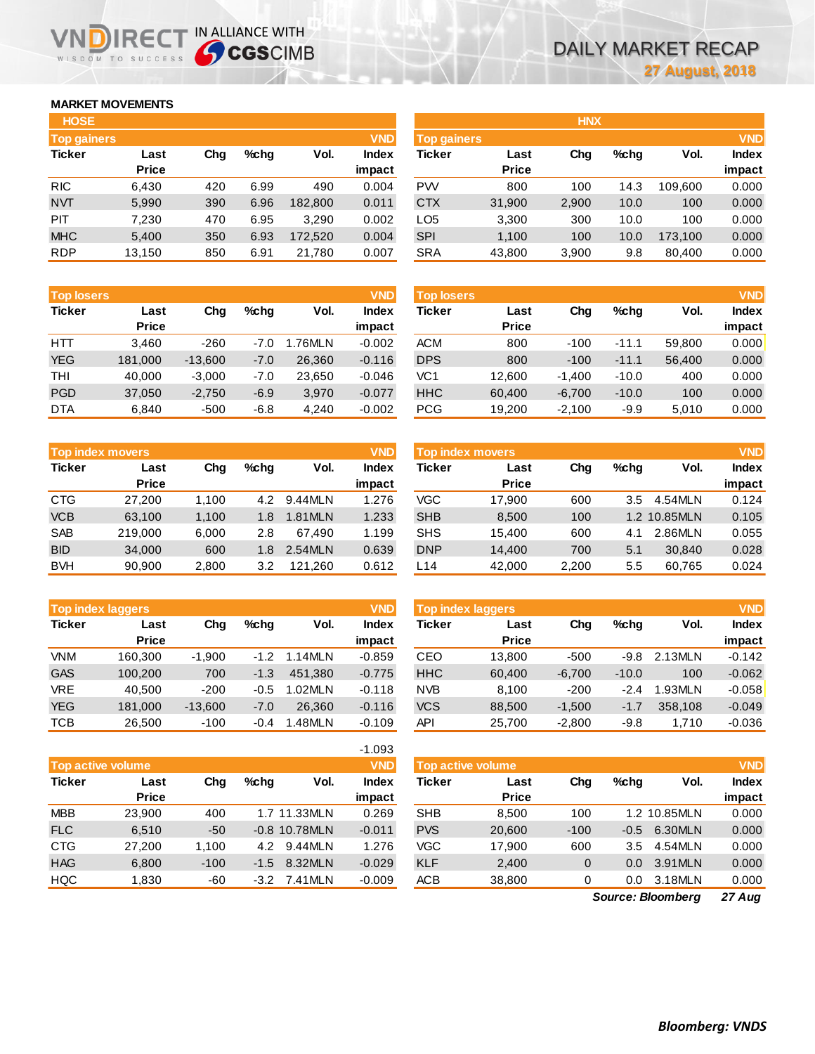# DAILY MARKET RECAP

27 August, 2018

## MARKET MOVEMENTS

### HOSE

**Top gainers** (VND)

| Ticker | Last Price | Chg | %chg | Vol. | Index impact |
|---|---|---|---|---|---|
| RIC | 6,430 | 420 | 6.99 | 490 | 0.004 |
| NVT | 5,990 | 390 | 6.96 | 182,800 | 0.011 |
| PIT | 7,230 | 470 | 6.95 | 3,290 | 0.002 |
| MHC | 5,400 | 350 | 6.93 | 172,520 | 0.004 |
| RDP | 13,150 | 850 | 6.91 | 21,780 | 0.007 |

**Top losers** (VND)

| Ticker | Last Price | Chg | %chg | Vol. | Index impact |
|---|---|---|---|---|---|
| HTT | 3,460 | -260 | -7.0 | 1.76MLN | -0.002 |
| YEG | 181,000 | -13,600 | -7.0 | 26,360 | -0.116 |
| THI | 40,000 | -3,000 | -7.0 | 23,650 | -0.046 |
| PGD | 37,050 | -2,750 | -6.9 | 3,970 | -0.077 |
| DTA | 6,840 | -500 | -6.8 | 4,240 | -0.002 |

**Top index movers** (VND)

| Ticker | Last Price | Chg | %chg | Vol. | Index impact |
|---|---|---|---|---|---|
| CTG | 27,200 | 1,100 | 4.2 | 9.44MLN | 1.276 |
| VCB | 63,100 | 1,100 | 1.8 | 1.81MLN | 1.233 |
| SAB | 219,000 | 6,000 | 2.8 | 67,490 | 1.199 |
| BID | 34,000 | 600 | 1.8 | 2.54MLN | 0.639 |
| BVH | 90,900 | 2,800 | 3.2 | 121,260 | 0.612 |

**Top index laggers** (VND)

| Ticker | Last Price | Chg | %chg | Vol. | Index impact |
|---|---|---|---|---|---|
| VNM | 160,300 | -1,900 | -1.2 | 1.14MLN | -0.859 |
| GAS | 100,200 | 700 | -1.3 | 451,380 | -0.775 |
| VRE | 40,500 | -200 | -0.5 | 1.02MLN | -0.118 |
| YEG | 181,000 | -13,600 | -7.0 | 26,360 | -0.116 |
| TCB | 26,500 | -100 | -0.4 | 1.48MLN | -0.109 |
| | | | | | -1.093 |

**Top active volume** (VND)

| Ticker | Last Price | Chg | %chg | Vol. | Index impact |
|---|---|---|---|---|---|
| MBB | 23,900 | 400 | 1.7 | 11.33MLN | 0.269 |
| FLC | 6,510 | -50 | -0.8 | 10.78MLN | -0.011 |
| CTG | 27,200 | 1,100 | 4.2 | 9.44MLN | 1.276 |
| HAG | 6,800 | -100 | -1.5 | 8.32MLN | -0.029 |
| HQC | 1,830 | -60 | -3.2 | 7.41MLN | -0.009 |

### HNX

**Top gainers** (VND)

| Ticker | Last Price | Chg | %chg | Vol. | Index impact |
|---|---|---|---|---|---|
| PVV | 800 | 100 | 14.3 | 109,600 | 0.000 |
| CTX | 31,900 | 2,900 | 10.0 | 100 | 0.000 |
| LO5 | 3,300 | 300 | 10.0 | 100 | 0.000 |
| SPI | 1,100 | 100 | 10.0 | 173,100 | 0.000 |
| SRA | 43,800 | 3,900 | 9.8 | 80,400 | 0.000 |

**Top losers** (VND)

| Ticker | Last Price | Chg | %chg | Vol. | Index impact |
|---|---|---|---|---|---|
| ACM | 800 | -100 | -11.1 | 59,800 | 0.000 |
| DPS | 800 | -100 | -11.1 | 56,400 | 0.000 |
| VC1 | 12,600 | -1,400 | -10.0 | 400 | 0.000 |
| HHC | 60,400 | -6,700 | -10.0 | 100 | 0.000 |
| PCG | 19,200 | -2,100 | -9.9 | 5,010 | 0.000 |

**Top index movers** (VND)

| Ticker | Last Price | Chg | %chg | Vol. | Index impact |
|---|---|---|---|---|---|
| VGC | 17,900 | 600 | 3.5 | 4.54MLN | 0.124 |
| SHB | 8,500 | 100 | 1.2 | 10.85MLN | 0.105 |
| SHS | 15,400 | 600 | 4.1 | 2.86MLN | 0.055 |
| DNP | 14,400 | 700 | 5.1 | 30,840 | 0.028 |
| L14 | 42,000 | 2,200 | 5.5 | 60,765 | 0.024 |

**Top index laggers** (VND)

| Ticker | Last Price | Chg | %chg | Vol. | Index impact |
|---|---|---|---|---|---|
| CEO | 13,800 | -500 | -9.8 | 2.13MLN | -0.142 |
| HHC | 60,400 | -6,700 | -10.0 | 100 | -0.062 |
| NVB | 8,100 | -200 | -2.4 | 1.93MLN | -0.058 |
| VCS | 88,500 | -1,500 | -1.7 | 358,108 | -0.049 |
| API | 25,700 | -2,800 | -9.8 | 1,710 | -0.036 |

**Top active volume** (VND)

| Ticker | Last Price | Chg | %chg | Vol. | Index impact |
|---|---|---|---|---|---|
| SHB | 8,500 | 100 | 1.2 | 10.85MLN | 0.000 |
| PVS | 20,600 | -100 | -0.5 | 6.30MLN | 0.000 |
| VGC | 17,900 | 600 | 3.5 | 4.54MLN | 0.000 |
| KLF | 2,400 | 0 | 0.0 | 3.91MLN | 0.000 |
| ACB | 38,800 | 0 | 0.0 | 3.18MLN | 0.000 |

*Source: Bloomberg* *27 Aug*

***Bloomberg: VNDS***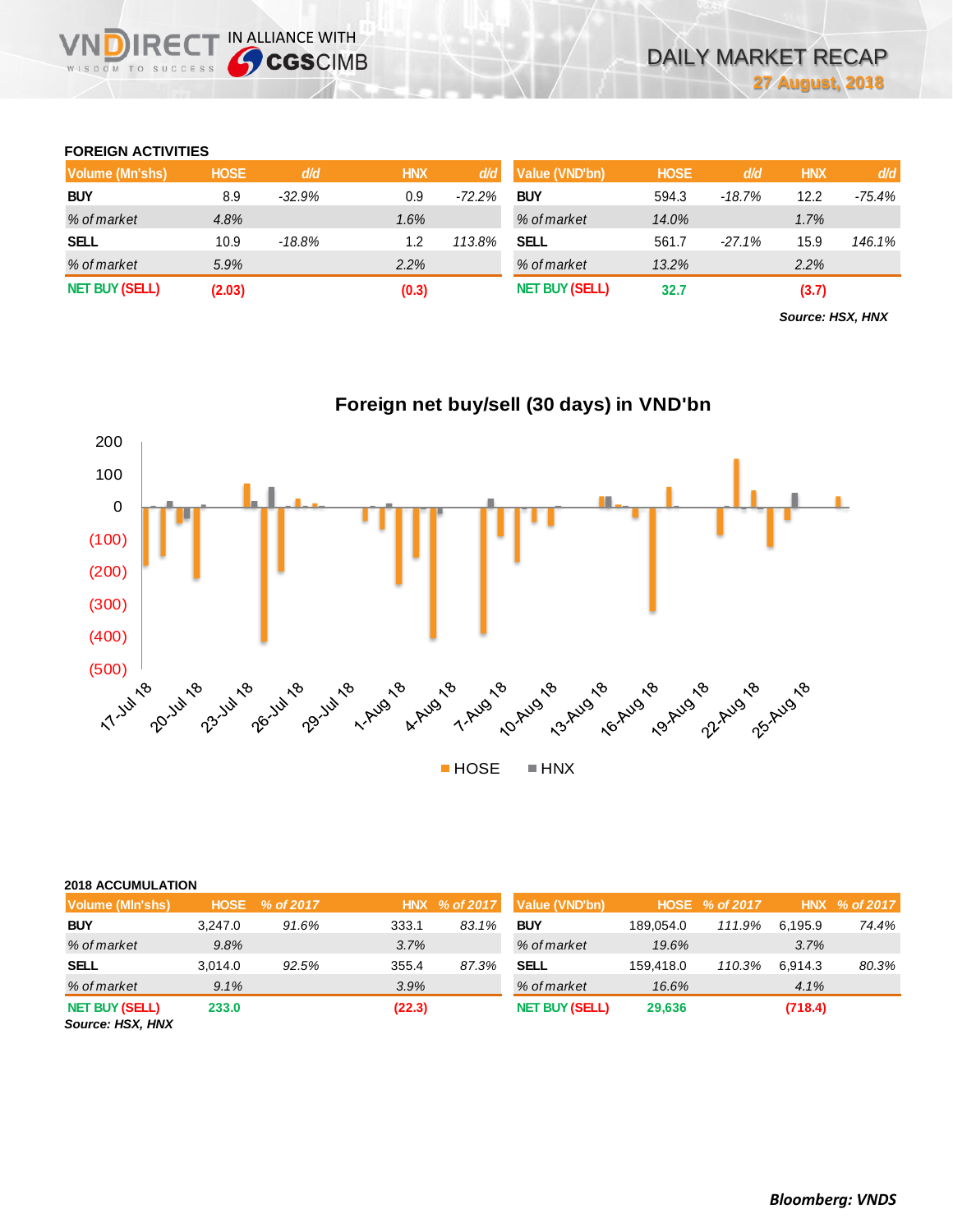## FOREIGN ACTIVITIES

| Volume (Mn'shs) | HOSE | d/d | HNX | d/d |
|---|---|---|---|---|
| **BUY** | 8.9 | *-32.9%* | 0.9 | *-72.2%* |
| *% of market* | *4.8%* | | *1.6%* | |
| **SELL** | 10.9 | *-18.8%* | 1.2 | *113.8%* |
| *% of market* | *5.9%* | | *2.2%* | |
| **NET BUY (SELL)** | **(2.03)** | | **(0.3)** | |

| Value (VND'bn) | HOSE | d/d | HNX | d/d |
|---|---|---|---|---|
| **BUY** | 594.3 | *-18.7%* | 12.2 | *-75.4%* |
| *% of market* | *14.0%* | | *1.7%* | |
| **SELL** | 561.7 | *-27.1%* | 15.9 | *146.1%* |
| *% of market* | *13.2%* | | *2.2%* | |
| **NET BUY (SELL)** | **32.7** | | **(3.7)** | |

***Source: HSX, HNX***

**Foreign net buy/sell (30 days) in VND'bn**

## 2018 ACCUMULATION

| Volume (Mln'shs) | HOSE | % of 2017 | HNX | % of 2017 |
|---|---|---|---|---|
| **BUY** | 3,247.0 | *91.6%* | 333.1 | *83.1%* |
| *% of market* | *9.8%* | | *3.7%* | |
| **SELL** | 3,014.0 | *92.5%* | 355.4 | *87.3%* |
| *% of market* | *9.1%* | | *3.9%* | |
| **NET BUY (SELL)** | **233.0** | | **(22.3)** | |

| Value (VND'bn) | HOSE | % of 2017 | HNX | % of 2017 |
|---|---|---|---|---|
| **BUY** | 189,054.0 | *111.9%* | 6,195.9 | *74.4%* |
| *% of market* | *19.6%* | | *3.7%* | |
| **SELL** | 159,418.0 | *110.3%* | 6,914.3 | *80.3%* |
| *% of market* | *16.6%* | | *4.1%* | |
| **NET BUY (SELL)** | **29,636** | | **(718.4)** | |

***Source: HSX, HNX***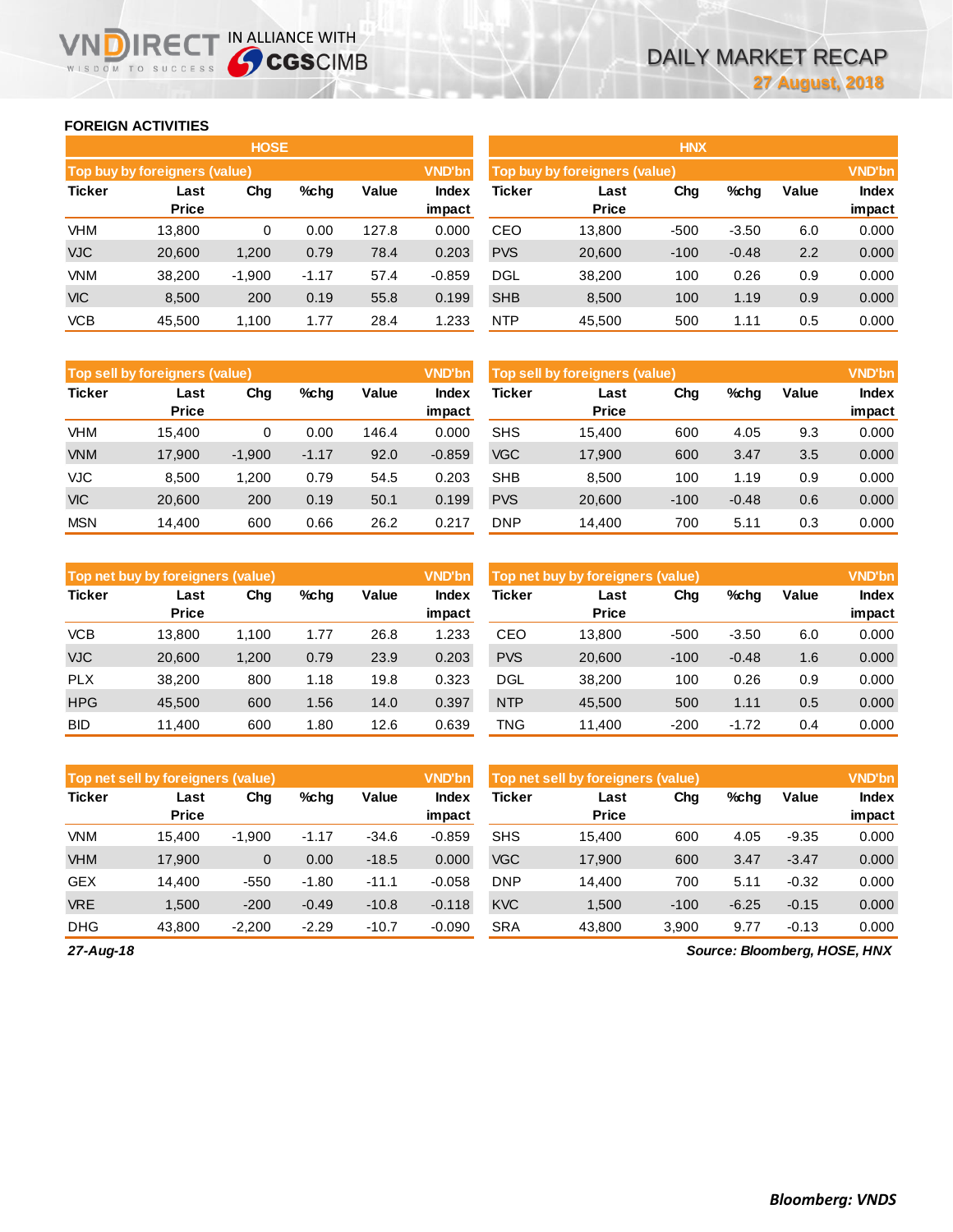## FOREIGN ACTIVITIES

### HOSE

| Top buy by foreigners (value) | | | | | VND'bn |
|---|---|---|---|---|---|
| Ticker | Last Price | Chg | %chg | Value | Index impact |
| VHM | 13,800 | 0 | 0.00 | 127.8 | 0.000 |
| VJC | 20,600 | 1,200 | 0.79 | 78.4 | 0.203 |
| VNM | 38,200 | -1,900 | -1.17 | 57.4 | -0.859 |
| VIC | 8,500 | 200 | 0.19 | 55.8 | 0.199 |
| VCB | 45,500 | 1,100 | 1.77 | 28.4 | 1.233 |

| Top sell by foreigners (value) | | | | | VND'bn |
|---|---|---|---|---|---|
| Ticker | Last Price | Chg | %chg | Value | Index impact |
| VHM | 15,400 | 0 | 0.00 | 146.4 | 0.000 |
| VNM | 17,900 | -1,900 | -1.17 | 92.0 | -0.859 |
| VJC | 8,500 | 1,200 | 0.79 | 54.5 | 0.203 |
| VIC | 20,600 | 200 | 0.19 | 50.1 | 0.199 |
| MSN | 14,400 | 600 | 0.66 | 26.2 | 0.217 |

| Top net buy by foreigners (value) | | | | | VND'bn |
|---|---|---|---|---|---|
| Ticker | Last Price | Chg | %chg | Value | Index impact |
| VCB | 13,800 | 1,100 | 1.77 | 26.8 | 1.233 |
| VJC | 20,600 | 1,200 | 0.79 | 23.9 | 0.203 |
| PLX | 38,200 | 800 | 1.18 | 19.8 | 0.323 |
| HPG | 45,500 | 600 | 1.56 | 14.0 | 0.397 |
| BID | 11,400 | 600 | 1.80 | 12.6 | 0.639 |

| Top net sell by foreigners (value) | | | | | VND'bn |
|---|---|---|---|---|---|
| Ticker | Last Price | Chg | %chg | Value | Index impact |
| VNM | 15,400 | -1,900 | -1.17 | -34.6 | -0.859 |
| VHM | 17,900 | 0 | 0.00 | -18.5 | 0.000 |
| GEX | 14,400 | -550 | -1.80 | -11.1 | -0.058 |
| VRE | 1,500 | -200 | -0.49 | -10.8 | -0.118 |
| DHG | 43,800 | -2,200 | -2.29 | -10.7 | -0.090 |

### HNX

| Top buy by foreigners (value) | | | | | VND'bn |
|---|---|---|---|---|---|
| Ticker | Last Price | Chg | %chg | Value | Index impact |
| CEO | 13,800 | -500 | -3.50 | 6.0 | 0.000 |
| PVS | 20,600 | -100 | -0.48 | 2.2 | 0.000 |
| DGL | 38,200 | 100 | 0.26 | 0.9 | 0.000 |
| SHB | 8,500 | 100 | 1.19 | 0.9 | 0.000 |
| NTP | 45,500 | 500 | 1.11 | 0.5 | 0.000 |

| Top sell by foreigners (value) | | | | | VND'bn |
|---|---|---|---|---|---|
| Ticker | Last Price | Chg | %chg | Value | Index impact |
| SHS | 15,400 | 600 | 4.05 | 9.3 | 0.000 |
| VGC | 17,900 | 600 | 3.47 | 3.5 | 0.000 |
| SHB | 8,500 | 100 | 1.19 | 0.9 | 0.000 |
| PVS | 20,600 | -100 | -0.48 | 0.6 | 0.000 |
| DNP | 14,400 | 700 | 5.11 | 0.3 | 0.000 |

| Top net buy by foreigners (value) | | | | | VND'bn |
|---|---|---|---|---|---|
| Ticker | Last Price | Chg | %chg | Value | Index impact |
| CEO | 13,800 | -500 | -3.50 | 6.0 | 0.000 |
| PVS | 20,600 | -100 | -0.48 | 1.6 | 0.000 |
| DGL | 38,200 | 100 | 0.26 | 0.9 | 0.000 |
| NTP | 45,500 | 500 | 1.11 | 0.5 | 0.000 |
| TNG | 11,400 | -200 | -1.72 | 0.4 | 0.000 |

| Top net sell by foreigners (value) | | | | | VND'bn |
|---|---|---|---|---|---|
| Ticker | Last Price | Chg | %chg | Value | Index impact |
| SHS | 15,400 | 600 | 4.05 | -9.35 | 0.000 |
| VGC | 17,900 | 600 | 3.47 | -3.47 | 0.000 |
| DNP | 14,400 | 700 | 5.11 | -0.32 | 0.000 |
| KVC | 1,500 | -100 | -6.25 | -0.15 | 0.000 |
| SRA | 43,800 | 3,900 | 9.77 | -0.13 | 0.000 |

*27-Aug-18*

*Source: Bloomberg, HOSE, HNX*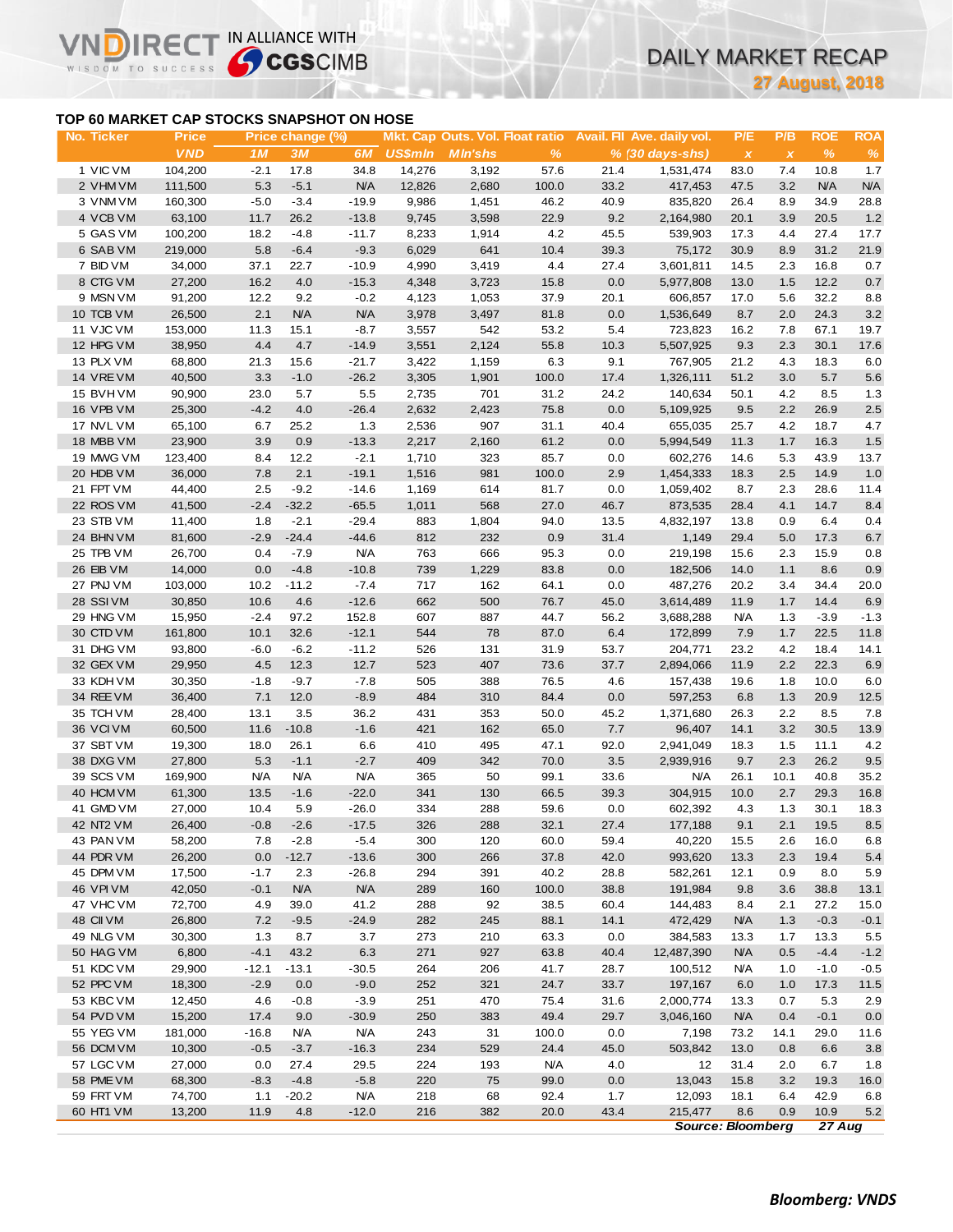# DAILY MARKET RECAP

**27 August, 2018**

## TOP 60 MARKET CAP STOCKS SNAPSHOT ON HOSE

| No. | Ticker | Price | Price change (%) | | | Mkt. Cap | Outs. Vol. | Float ratio | Avail. FII | Ave. daily vol. | P/E | P/B | ROE | ROA |
|---|---|---|---|---|---|---|---|---|---|---|---|---|---|---|
| | | VND | 1M | 3M | 6M | US$mln | Mln'shs | % | % | (30 days-shs) | x | x | % | % |
| 1 | VIC VM | 104,200 | -2.1 | 17.8 | 34.8 | 14,276 | 3,192 | 57.6 | 21.4 | 1,531,474 | 83.0 | 7.4 | 10.8 | 1.7 |
| 2 | VHM VM | 111,500 | 5.3 | -5.1 | N/A | 12,826 | 2,680 | 100.0 | 33.2 | 417,453 | 47.5 | 3.2 | N/A | N/A |
| 3 | VNM VM | 160,300 | -5.0 | -3.4 | -19.9 | 9,986 | 1,451 | 46.2 | 40.9 | 835,820 | 26.4 | 8.9 | 34.9 | 28.8 |
| 4 | VCB VM | 63,100 | 11.7 | 26.2 | -13.8 | 9,745 | 3,598 | 22.9 | 9.2 | 2,164,980 | 20.1 | 3.9 | 20.5 | 1.2 |
| 5 | GAS VM | 100,200 | 18.2 | -4.8 | -11.7 | 8,233 | 1,914 | 4.2 | 45.5 | 539,903 | 17.3 | 4.4 | 27.4 | 17.7 |
| 6 | SAB VM | 219,000 | 5.8 | -6.4 | -9.3 | 6,029 | 641 | 10.4 | 39.3 | 75,172 | 30.9 | 8.9 | 31.2 | 21.9 |
| 7 | BID VM | 34,000 | 37.1 | 22.7 | -10.9 | 4,990 | 3,419 | 4.4 | 27.4 | 3,601,811 | 14.5 | 2.3 | 16.8 | 0.7 |
| 8 | CTG VM | 27,200 | 16.2 | 4.0 | -15.3 | 4,348 | 3,723 | 15.8 | 0.0 | 5,977,808 | 13.0 | 1.5 | 12.2 | 0.7 |
| 9 | MSN VM | 91,200 | 12.2 | 9.2 | -0.2 | 4,123 | 1,053 | 37.9 | 20.1 | 606,857 | 17.0 | 5.6 | 32.2 | 8.8 |
| 10 | TCB VM | 26,500 | 2.1 | N/A | N/A | 3,978 | 3,497 | 81.8 | 0.0 | 1,536,649 | 8.7 | 2.0 | 24.3 | 3.2 |
| 11 | VJC VM | 153,000 | 11.3 | 15.1 | -8.7 | 3,557 | 542 | 53.2 | 5.4 | 723,823 | 16.2 | 7.8 | 67.1 | 19.7 |
| 12 | HPG VM | 38,950 | 4.4 | 4.7 | -14.9 | 3,551 | 2,124 | 55.8 | 10.3 | 5,507,925 | 9.3 | 2.3 | 30.1 | 17.6 |
| 13 | PLX VM | 68,800 | 21.3 | 15.6 | -21.7 | 3,422 | 1,159 | 6.3 | 9.1 | 767,905 | 21.2 | 4.3 | 18.3 | 6.0 |
| 14 | VRE VM | 40,500 | 3.3 | -1.0 | -26.2 | 3,305 | 1,901 | 100.0 | 17.4 | 1,326,111 | 51.2 | 3.0 | 5.7 | 5.6 |
| 15 | BVH VM | 90,900 | 23.0 | 5.7 | 5.5 | 2,735 | 701 | 31.2 | 24.2 | 140,634 | 50.1 | 4.2 | 8.5 | 1.3 |
| 16 | VPB VM | 25,300 | -4.2 | 4.0 | -26.4 | 2,632 | 2,423 | 75.8 | 0.0 | 5,109,925 | 9.5 | 2.2 | 26.9 | 2.5 |
| 17 | NVL VM | 65,100 | 6.7 | 25.2 | 1.3 | 2,536 | 907 | 31.1 | 40.4 | 655,035 | 25.7 | 4.2 | 18.7 | 4.7 |
| 18 | MBB VM | 23,900 | 3.9 | 0.9 | -13.3 | 2,217 | 2,160 | 61.2 | 0.0 | 5,994,549 | 11.3 | 1.7 | 16.3 | 1.5 |
| 19 | MWG VM | 123,400 | 8.4 | 12.2 | -2.1 | 1,710 | 323 | 85.7 | 0.0 | 602,276 | 14.6 | 5.3 | 43.9 | 13.7 |
| 20 | HDB VM | 36,000 | 7.8 | 2.1 | -19.1 | 1,516 | 981 | 100.0 | 2.9 | 1,454,333 | 18.3 | 2.5 | 14.9 | 1.0 |
| 21 | FPT VM | 44,400 | 2.5 | -9.2 | -14.6 | 1,169 | 614 | 81.7 | 0.0 | 1,059,402 | 8.7 | 2.3 | 28.6 | 11.4 |
| 22 | ROS VM | 41,500 | -2.4 | -32.2 | -65.5 | 1,011 | 568 | 27.0 | 46.7 | 873,535 | 28.4 | 4.1 | 14.7 | 8.4 |
| 23 | STB VM | 11,400 | 1.8 | -2.1 | -29.4 | 883 | 1,804 | 94.0 | 13.5 | 4,832,197 | 13.8 | 0.9 | 6.4 | 0.4 |
| 24 | BHN VM | 81,600 | -2.9 | -24.4 | -44.6 | 812 | 232 | 0.9 | 31.4 | 1,149 | 29.4 | 5.0 | 17.3 | 6.7 |
| 25 | TPB VM | 26,700 | 0.4 | -7.9 | N/A | 763 | 666 | 95.3 | 0.0 | 219,198 | 15.6 | 2.3 | 15.9 | 0.8 |
| 26 | EIB VM | 14,000 | 0.0 | -4.8 | -10.8 | 739 | 1,229 | 83.8 | 0.0 | 182,506 | 14.0 | 1.1 | 8.6 | 0.9 |
| 27 | PNJ VM | 103,000 | 10.2 | -11.2 | -7.4 | 717 | 162 | 64.1 | 0.0 | 487,276 | 20.2 | 3.4 | 34.4 | 20.0 |
| 28 | SSI VM | 30,850 | 10.6 | 4.6 | -12.6 | 662 | 500 | 76.7 | 45.0 | 3,614,489 | 11.9 | 1.7 | 14.4 | 6.9 |
| 29 | HNG VM | 15,950 | -2.4 | 97.2 | 152.8 | 607 | 887 | 44.7 | 56.2 | 3,688,288 | N/A | 1.3 | -3.9 | -1.3 |
| 30 | CTD VM | 161,800 | 10.1 | 32.6 | -12.1 | 544 | 78 | 87.0 | 6.4 | 172,899 | 7.9 | 1.7 | 22.5 | 11.8 |
| 31 | DHG VM | 93,800 | -6.0 | -6.2 | -11.2 | 526 | 131 | 31.9 | 53.7 | 204,771 | 23.2 | 4.2 | 18.4 | 14.1 |
| 32 | GEX VM | 29,950 | 4.5 | 12.3 | 12.7 | 523 | 407 | 73.6 | 37.7 | 2,894,066 | 11.9 | 2.2 | 22.3 | 6.9 |
| 33 | KDH VM | 30,350 | -1.8 | -9.7 | -7.8 | 505 | 388 | 76.5 | 4.6 | 157,438 | 19.6 | 1.8 | 10.0 | 6.0 |
| 34 | REE VM | 36,400 | 7.1 | 12.0 | -8.9 | 484 | 310 | 84.4 | 0.0 | 597,253 | 6.8 | 1.3 | 20.9 | 12.5 |
| 35 | TCH VM | 28,400 | 13.1 | 3.5 | 36.2 | 431 | 353 | 50.0 | 45.2 | 1,371,680 | 26.3 | 2.2 | 8.5 | 7.8 |
| 36 | VCI VM | 60,500 | 11.6 | -10.8 | -1.6 | 421 | 162 | 65.0 | 7.7 | 96,407 | 14.1 | 3.2 | 30.5 | 13.9 |
| 37 | SBT VM | 19,300 | 18.0 | 26.1 | 6.6 | 410 | 495 | 47.1 | 92.0 | 2,941,049 | 18.3 | 1.5 | 11.1 | 4.2 |
| 38 | DXG VM | 27,800 | 5.3 | -1.1 | -2.7 | 409 | 342 | 70.0 | 3.5 | 2,939,916 | 9.7 | 2.3 | 26.2 | 9.5 |
| 39 | SCS VM | 169,900 | N/A | N/A | N/A | 365 | 50 | 99.1 | 33.6 | N/A | 26.1 | 10.1 | 40.8 | 35.2 |
| 40 | HCM VM | 61,300 | 13.5 | -1.6 | -22.0 | 341 | 130 | 66.5 | 39.3 | 304,915 | 10.0 | 2.7 | 29.3 | 16.8 |
| 41 | GMD VM | 27,000 | 10.4 | 5.9 | -26.0 | 334 | 288 | 59.6 | 0.0 | 602,392 | 4.3 | 1.3 | 30.1 | 18.3 |
| 42 | NT2 VM | 26,400 | -0.8 | -2.6 | -17.5 | 326 | 288 | 32.1 | 27.4 | 177,188 | 9.1 | 2.1 | 19.5 | 8.5 |
| 43 | PAN VM | 58,200 | 7.8 | -2.8 | -5.4 | 300 | 120 | 60.0 | 59.4 | 40,220 | 15.5 | 2.6 | 16.0 | 6.8 |
| 44 | PDR VM | 26,200 | 0.0 | -12.7 | -13.6 | 300 | 266 | 37.8 | 42.0 | 993,620 | 13.3 | 2.3 | 19.4 | 5.4 |
| 45 | DPM VM | 17,500 | -1.7 | 2.3 | -26.8 | 294 | 391 | 40.2 | 28.8 | 582,261 | 12.1 | 0.9 | 8.0 | 5.9 |
| 46 | VPI VM | 42,050 | -0.1 | N/A | N/A | 289 | 160 | 100.0 | 38.8 | 191,984 | 9.8 | 3.6 | 38.8 | 13.1 |
| 47 | VHC VM | 72,700 | 4.9 | 39.0 | 41.2 | 288 | 92 | 38.5 | 60.4 | 144,483 | 8.4 | 2.1 | 27.2 | 15.0 |
| 48 | CII VM | 26,800 | 7.2 | -9.5 | -24.9 | 282 | 245 | 88.1 | 14.1 | 472,429 | N/A | 1.3 | -0.3 | -0.1 |
| 49 | NLG VM | 30,300 | 1.3 | 8.7 | 3.7 | 273 | 210 | 63.3 | 0.0 | 384,583 | 13.3 | 1.7 | 13.3 | 5.5 |
| 50 | HAG VM | 6,800 | -4.1 | 43.2 | 6.3 | 271 | 927 | 63.8 | 40.4 | 12,487,390 | N/A | 0.5 | -4.4 | -1.2 |
| 51 | KDC VM | 29,900 | -12.1 | -13.1 | -30.5 | 264 | 206 | 41.7 | 28.7 | 100,512 | N/A | 1.0 | -1.0 | -0.5 |
| 52 | PPC VM | 18,300 | -2.9 | 0.0 | -9.0 | 252 | 321 | 24.7 | 33.7 | 197,167 | 6.0 | 1.0 | 17.3 | 11.5 |
| 53 | KBC VM | 12,450 | 4.6 | -0.8 | -3.9 | 251 | 470 | 75.4 | 31.6 | 2,000,774 | 13.3 | 0.7 | 5.3 | 2.9 |
| 54 | PVD VM | 15,200 | 17.4 | 9.0 | -30.9 | 250 | 383 | 49.4 | 29.7 | 3,046,160 | N/A | 0.4 | -0.1 | 0.0 |
| 55 | YEG VM | 181,000 | -16.8 | N/A | N/A | 243 | 31 | 100.0 | 0.0 | 7,198 | 73.2 | 14.1 | 29.0 | 11.6 |
| 56 | DCM VM | 10,300 | -0.5 | -3.7 | -16.3 | 234 | 529 | 24.4 | 45.0 | 503,842 | 13.0 | 0.8 | 6.6 | 3.8 |
| 57 | LGC VM | 27,000 | 0.0 | 27.4 | 29.5 | 224 | 193 | N/A | 4.0 | 12 | 31.4 | 2.0 | 6.7 | 1.8 |
| 58 | PME VM | 68,300 | -8.3 | -4.8 | -5.8 | 220 | 75 | 99.0 | 0.0 | 13,043 | 15.8 | 3.2 | 19.3 | 16.0 |
| 59 | FRT VM | 74,700 | 1.1 | -20.2 | N/A | 218 | 68 | 92.4 | 1.7 | 12,093 | 18.1 | 6.4 | 42.9 | 6.8 |
| 60 | HT1 VM | 13,200 | 11.9 | 4.8 | -12.0 | 216 | 382 | 20.0 | 43.4 | 215,477 | 8.6 | 0.9 | 10.9 | 5.2 |

*Source: Bloomberg* *27 Aug*

***Bloomberg: VNDS***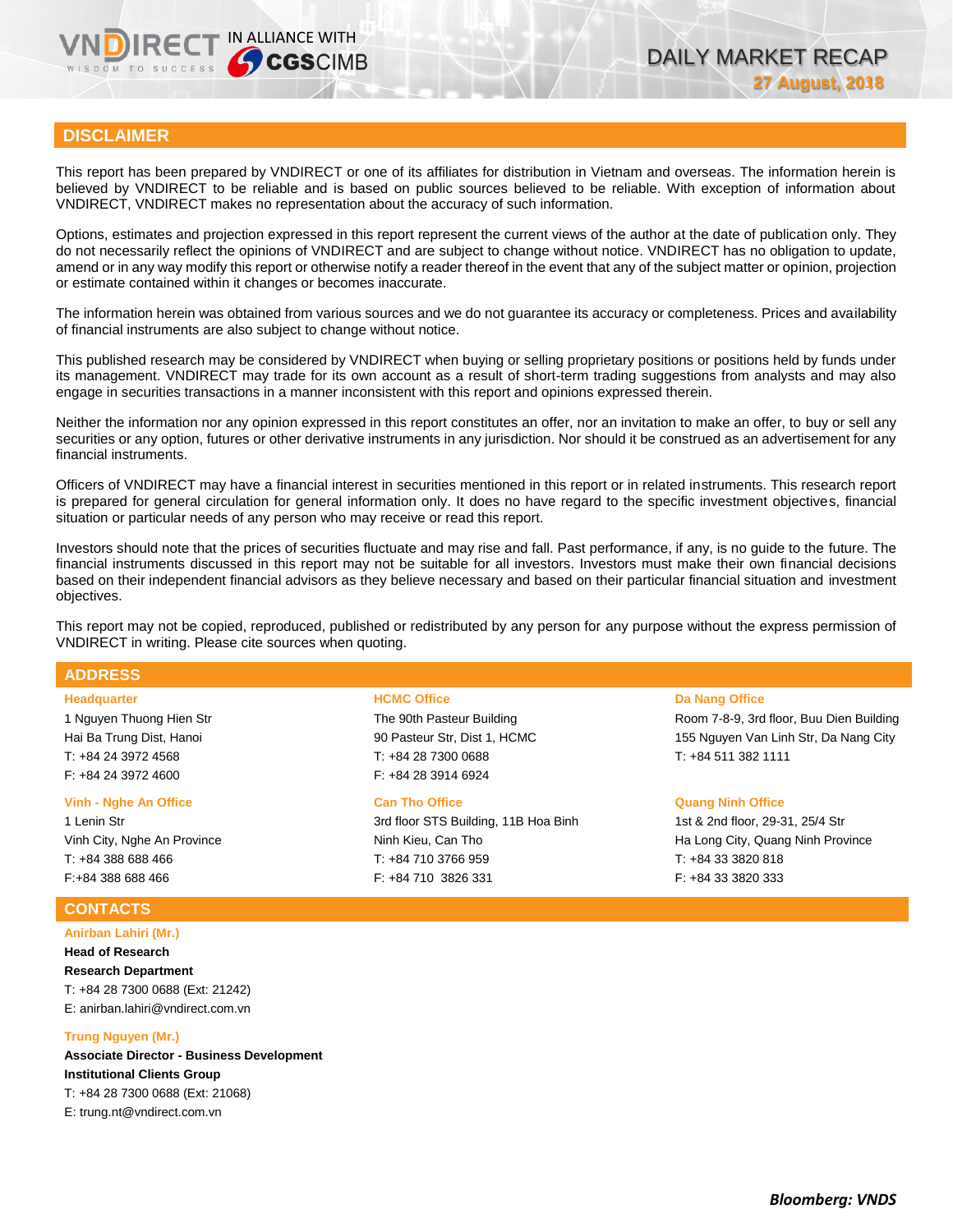# DAILY MARKET RECAP

**27 August, 2018**

## DISCLAIMER

This report has been prepared by VNDIRECT or one of its affiliates for distribution in Vietnam and overseas. The information herein is believed by VNDIRECT to be reliable and is based on public sources believed to be reliable. With exception of information about VNDIRECT, VNDIRECT makes no representation about the accuracy of such information.

Options, estimates and projection expressed in this report represent the current views of the author at the date of publication only. They do not necessarily reflect the opinions of VNDIRECT and are subject to change without notice. VNDIRECT has no obligation to update, amend or in any way modify this report or otherwise notify a reader thereof in the event that any of the subject matter or opinion, projection or estimate contained within it changes or becomes inaccurate.

The information herein was obtained from various sources and we do not guarantee its accuracy or completeness. Prices and availability of financial instruments are also subject to change without notice.

This published research may be considered by VNDIRECT when buying or selling proprietary positions or positions held by funds under its management. VNDIRECT may trade for its own account as a result of short-term trading suggestions from analysts and may also engage in securities transactions in a manner inconsistent with this report and opinions expressed therein.

Neither the information nor any opinion expressed in this report constitutes an offer, nor an invitation to make an offer, to buy or sell any securities or any option, futures or other derivative instruments in any jurisdiction. Nor should it be construed as an advertisement for any financial instruments.

Officers of VNDIRECT may have a financial interest in securities mentioned in this report or in related instruments. This research report is prepared for general circulation for general information only. It does no have regard to the specific investment objectives, financial situation or particular needs of any person who may receive or read this report.

Investors should note that the prices of securities fluctuate and may rise and fall. Past performance, if any, is no guide to the future. The financial instruments discussed in this report may not be suitable for all investors. Investors must make their own financial decisions based on their independent financial advisors as they believe necessary and based on their particular financial situation and investment objectives.

This report may not be copied, reproduced, published or redistributed by any person for any purpose without the express permission of VNDIRECT in writing. Please cite sources when quoting.

## ADDRESS

**Headquarter**
1 Nguyen Thuong Hien Str
Hai Ba Trung Dist, Hanoi
T: +84 24 3972 4568
F: +84 24 3972 4600

**HCMC Office**
The 90th Pasteur Building
90 Pasteur Str, Dist 1, HCMC
T: +84 28 7300 0688
F: +84 28 3914 6924

**Da Nang Office**
Room 7-8-9, 3rd floor, Buu Dien Building
155 Nguyen Van Linh Str, Da Nang City
T: +84 511 382 1111

**Vinh - Nghe An Office**
1 Lenin Str
Vinh City, Nghe An Province
T: +84 388 688 466
F:+84 388 688 466

**Can Tho Office**
3rd floor STS Building, 11B Hoa Binh
Ninh Kieu, Can Tho
T: +84 710 3766 959
F: +84 710 3826 331

**Quang Ninh Office**
1st & 2nd floor, 29-31, 25/4 Str
Ha Long City, Quang Ninh Province
T: +84 33 3820 818
F: +84 33 3820 333

## CONTACTS

**Anirban Lahiri (Mr.)**
**Head of Research**
**Research Department**
T: +84 28 7300 0688 (Ext: 21242)
E: anirban.lahiri@vndirect.com.vn

**Trung Nguyen (Mr.)**
**Associate Director - Business Development**
**Institutional Clients Group**
T: +84 28 7300 0688 (Ext: 21068)
E: trung.nt@vndirect.com.vn

***Bloomberg: VNDS***